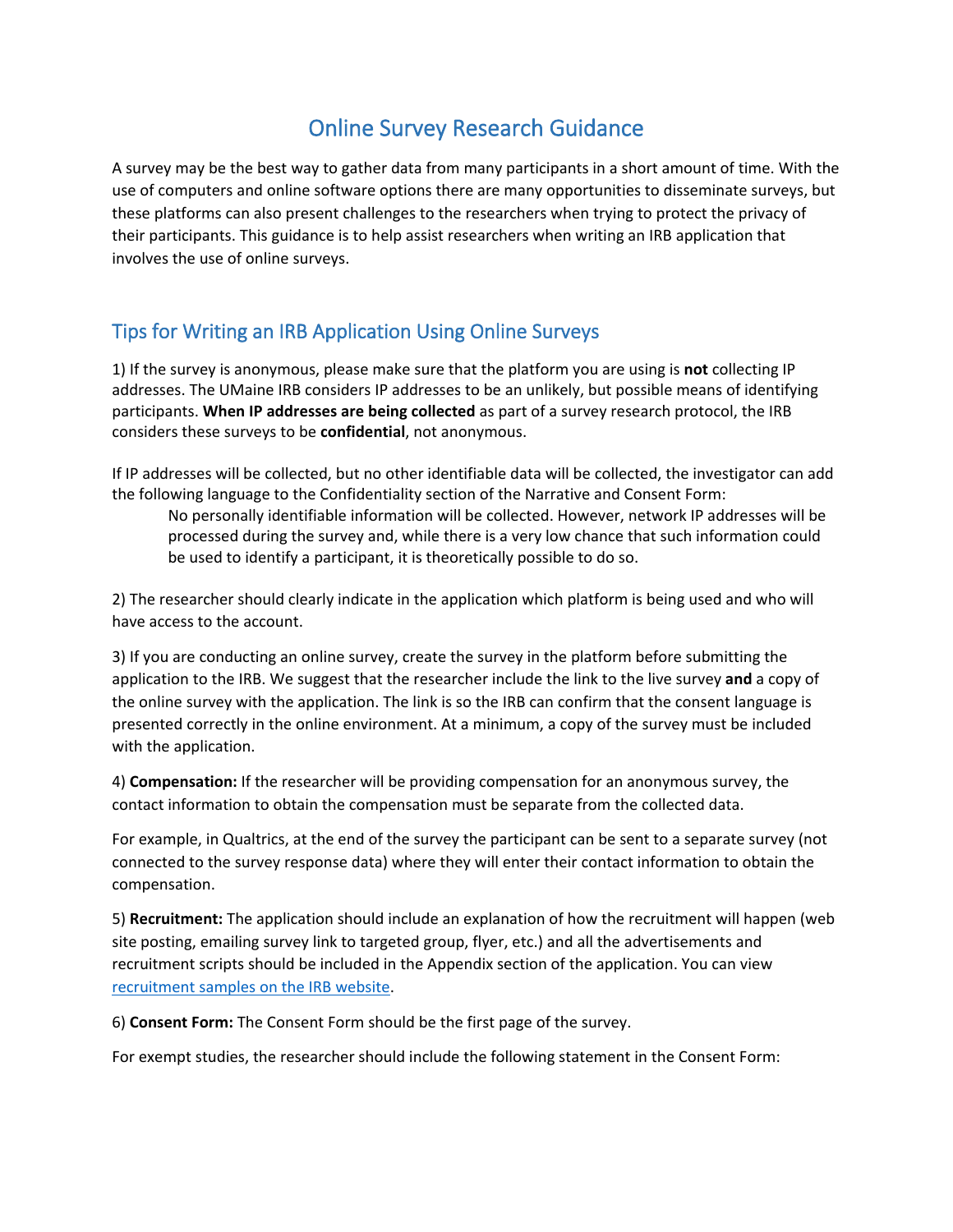# Online Survey Research Guidance

A survey may be the best way to gather data from many participants in a short amount of time. With the use of computers and online software options there are many opportunities to disseminate surveys, but these platforms can also present challenges to the researchers when trying to protect the privacy of their participants. This guidance is to help assist researchers when writing an IRB application that involves the use of online surveys.

## Tips for Writing an IRB Application Using Online Surveys

1) If the survey is anonymous, please make sure that the platform you are using is **not** collecting IP addresses. The UMaine IRB considers IP addresses to be an unlikely, but possible means of identifying participants. **When IP addresses are being collected** as part of a survey research protocol, the IRB considers these surveys to be **confidential**, not anonymous.

If IP addresses will be collected, but no other identifiable data will be collected, the investigator can add the following language to the Confidentiality section of the Narrative and Consent Form:

> No personally identifiable information will be collected. However, network IP addresses will be processed during the survey and, while there is a very low chance that such information could be used to identify a participant, it is theoretically possible to do so.

2) The researcher should clearly indicate in the application which platform is being used and who will have access to the account.

3) If you are conducting an online survey, create the survey in the platform before submitting the application to the IRB. We suggest that the researcher include the link to the live survey **and** a copy of the online survey with the application. The link is so the IRB can confirm that the consent language is presented correctly in the online environment. At a minimum, a copy of the survey must be included with the application.

4) **Compensation:** If the researcher will be providing compensation for an anonymous survey, the contact information to obtain the compensation must be separate from the collected data.

For example, in Qualtrics, at the end of the survey the participant can be sent to a separate survey (not connected to the survey response data) where they will enter their contact information to obtain the compensation.

5) **Recruitment:** The application should include an explanation of how the recruitment will happen (web site posting, emailing survey link to targeted group, flyer, etc.) and all the advertisements and recruitment scripts should be included in the Appendix section of the application. You can view recruitment samples on the IRB website.

6) **Consent Form:** The Consent Form should be the first page of the survey.

For exempt studies, the researcher should include the following statement in the Consent Form: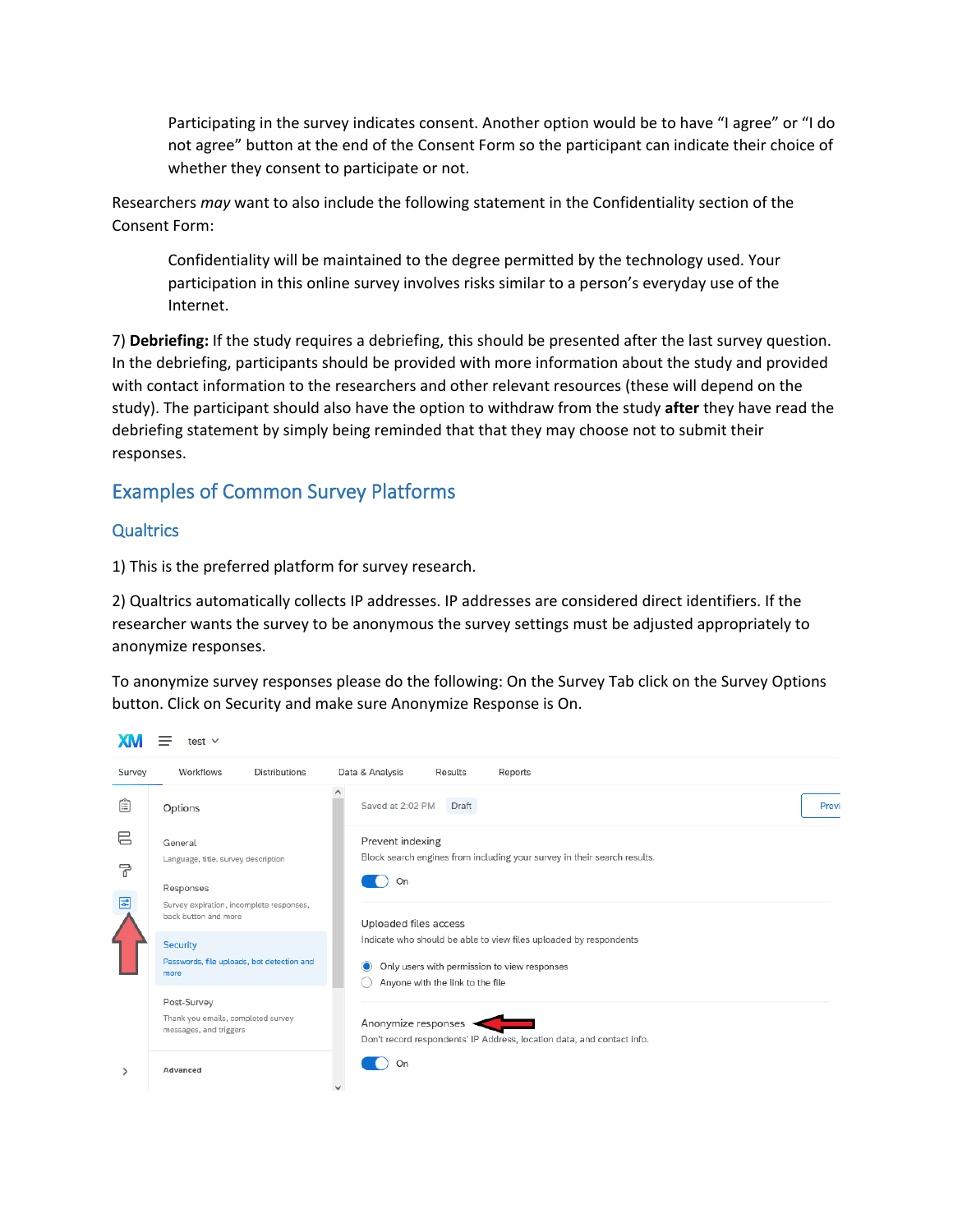> Participating in the survey indicates consent. Another option would be to have “I agree” or “I do not agree” button at the end of the Consent Form so the participant can indicate their choice of whether they consent to participate or not.

Researchers *may* want to also include the following statement in the Confidentiality section of the Consent Form:

> Confidentiality will be maintained to the degree permitted by the technology used. Your participation in this online survey involves risks similar to a person’s everyday use of the Internet.

7) **Debriefing:** If the study requires a debriefing, this should be presented after the last survey question. In the debriefing, participants should be provided with more information about the study and provided with contact information to the researchers and other relevant resources (these will depend on the study). The participant should also have the option to withdraw from the study **after** they have read the debriefing statement by simply being reminded that that they may choose not to submit their responses.

## Examples of Common Survey Platforms

### Qualtrics

1) This is the preferred platform for survey research.

2) Qualtrics automatically collects IP addresses. IP addresses are considered direct identifiers. If the researcher wants the survey to be anonymous the survey settings must be adjusted appropriately to anonymize responses.

To anonymize survey responses please do the following: On the Survey Tab click on the Survey Options button. Click on Security and make sure Anonymize Response is On.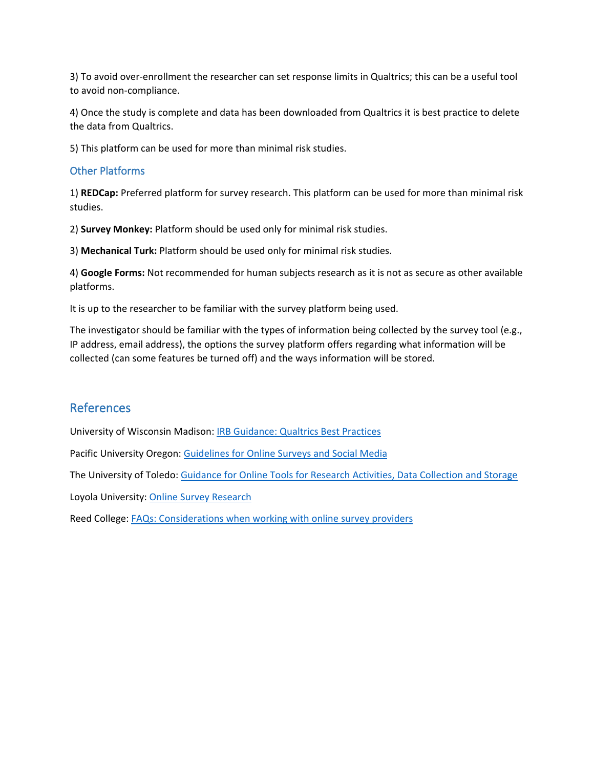3) To avoid over-enrollment the researcher can set response limits in Qualtrics; this can be a useful tool to avoid non-compliance.

4) Once the study is complete and data has been downloaded from Qualtrics it is best practice to delete the data from Qualtrics.

5) This platform can be used for more than minimal risk studies.

### Other Platforms

1) **REDCap:** Preferred platform for survey research. This platform can be used for more than minimal risk studies.

2) **Survey Monkey:** Platform should be used only for minimal risk studies.

3) **Mechanical Turk:** Platform should be used only for minimal risk studies.

4) **Google Forms:** Not recommended for human subjects research as it is not as secure as other available platforms.

It is up to the researcher to be familiar with the survey platform being used.

The investigator should be familiar with the types of information being collected by the survey tool (e.g., IP address, email address), the options the survey platform offers regarding what information will be collected (can some features be turned off) and the ways information will be stored.

## References

University of Wisconsin Madison: IRB Guidance: Qualtrics Best Practices

Pacific University Oregon: Guidelines for Online Surveys and Social Media

The University of Toledo: Guidance for Online Tools for Research Activities, Data Collection and Storage

Loyola University: Online Survey Research

Reed College: FAQs: Considerations when working with online survey providers